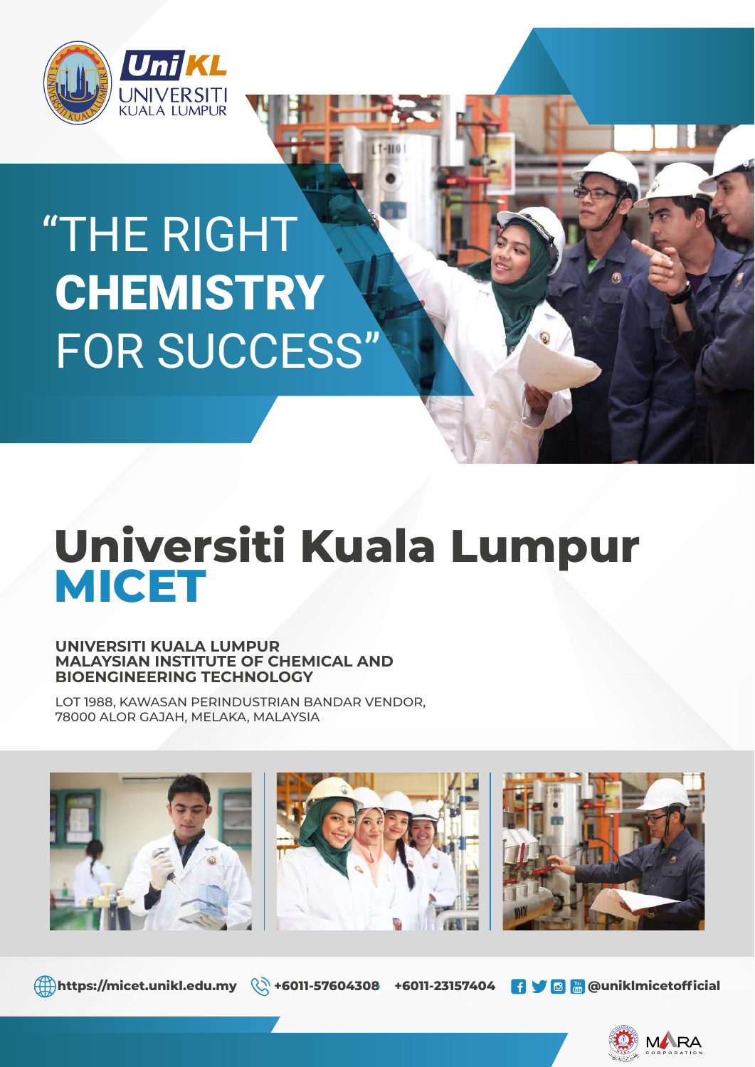UniKL UNIVERSITI KUALA LUMPUR

# "THE RIGHT **CHEMISTRY** FOR SUCCESS"

# Universiti Kuala Lumpur MICET

**UNIVERSITI KUALA LUMPUR**
**MALAYSIAN INSTITUTE OF CHEMICAL AND BIOENGINEERING TECHNOLOGY**

LOT 1988, KAWASAN PERINDUSTRIAN BANDAR VENDOR,
78000 ALOR GAJAH, MELAKA, MALAYSIA

**https://micet.unikl.edu.my** **+6011-57604308** **+6011-23157404** **@uniklmicetofficial**

MARA CORPORATION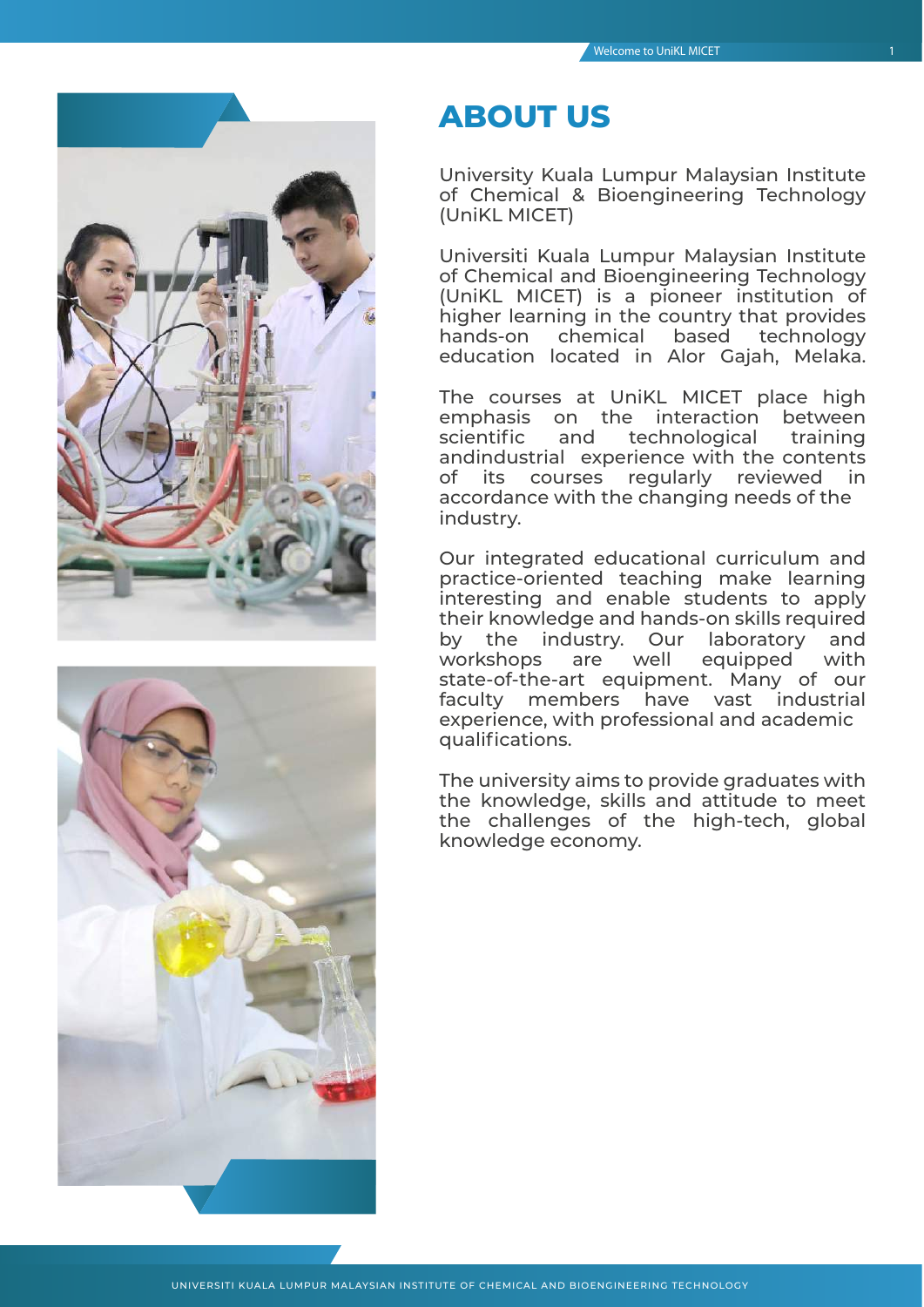# ABOUT US

University Kuala Lumpur Malaysian Institute of Chemical & Bioengineering Technology (UniKL MICET)

Universiti Kuala Lumpur Malaysian Institute of Chemical and Bioengineering Technology (UniKL MICET) is a pioneer institution of higher learning in the country that provides hands-on chemical based technology education located in Alor Gajah, Melaka.

The courses at UniKL MICET place high emphasis on the interaction between scientific and technological training andindustrial experience with the contents of its courses regularly reviewed in accordance with the changing needs of the industry.

Our integrated educational curriculum and practice-oriented teaching make learning interesting and enable students to apply their knowledge and hands-on skills required by the industry. Our laboratory and workshops are well equipped with state-of-the-art equipment. Many of our faculty members have vast industrial experience, with professional and academic qualifications.

The university aims to provide graduates with the knowledge, skills and attitude to meet the challenges of the high-tech, global knowledge economy.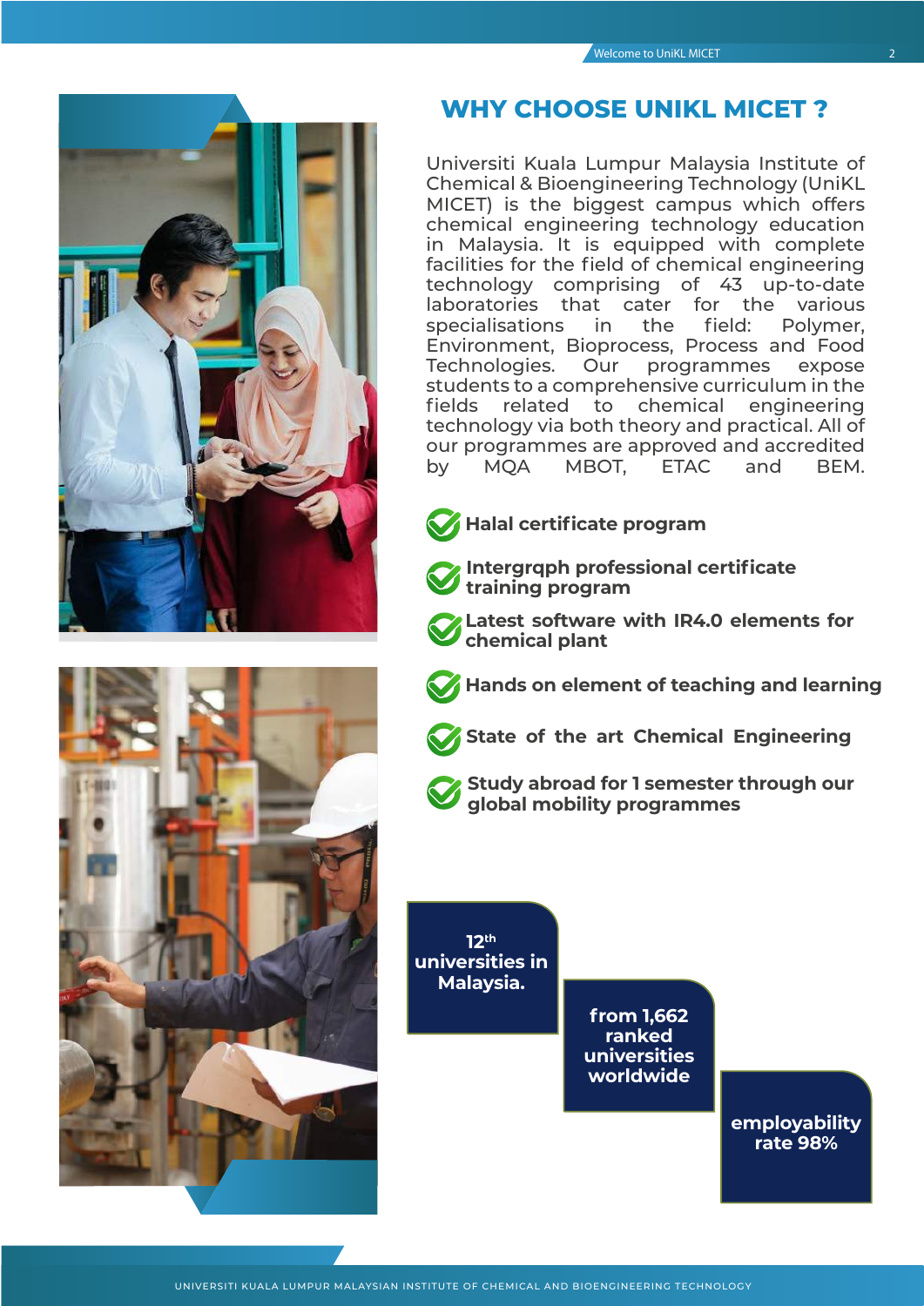## WHY CHOOSE UNIKL MICET ?

Universiti Kuala Lumpur Malaysia Institute of Chemical & Bioengineering Technology (UniKL MICET) is the biggest campus which offers chemical engineering technology education in Malaysia. It is equipped with complete facilities for the field of chemical engineering technology comprising of 43 up-to-date laboratories that cater for the various specialisations in the field: Polymer, Environment, Bioprocess, Process and Food Technologies. Our programmes expose students to a comprehensive curriculum in the fields related to chemical engineering technology via both theory and practical. All of our programmes are approved and accredited by MQA MBOT, ETAC and BEM.

- **Halal certificate program**
- **Intergrqph professional certificate training program**
- **Latest software with IR4.0 elements for chemical plant**
- **Hands on element of teaching and learning**
- **State of the art Chemical Engineering**
- **Study abroad for 1 semester through our global mobility programmes**

**12th universities in Malaysia.**

**from 1,662 ranked universities worldwide**

**employability rate 98%**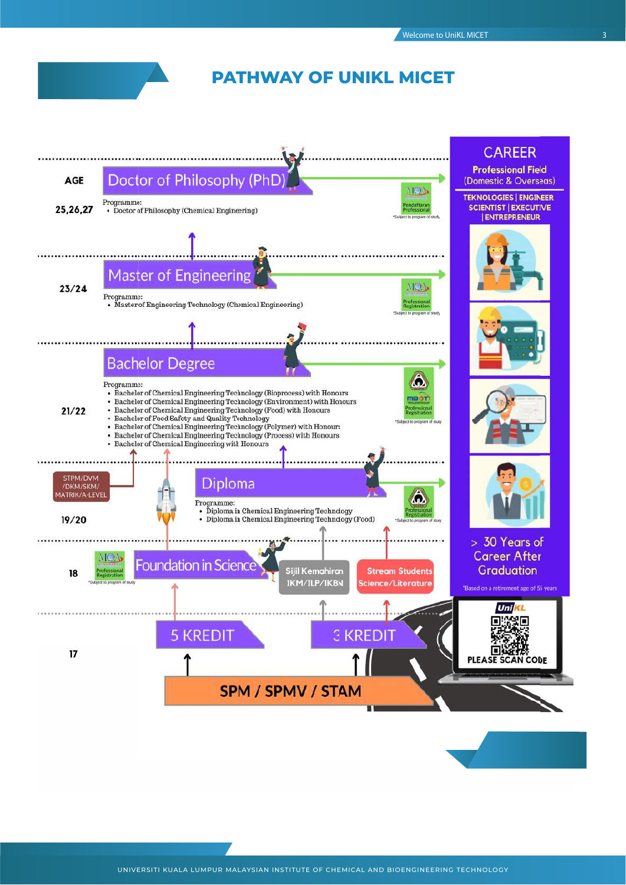# PATHWAY OF UNIKL MICET

**AGE**

**25,26,27** — **Doctor of Philosophy (PhD)**

Programme:
- Doctor of Philosophy (Chemical Engineering)

Pendaftaran Professional
*Subject to program of study

**23/24** — **Master of Engineering**

Programme:
- Master of Engineering Technology (Chemical Engineering)

Professional Registration
*Subject to program of study

**21/22** — **Bachelor Degree**

Programme:
- Bachelor of Chemical Engineering Technology (Bioprocess) with Honours
- Bachelor of Chemical Engineering Technology (Environment) with Honours
- Bachelor of Chemical Engineering Technology (Food) with Honours
- Bachelor of Food Safety and Quality Technology
- Bachelor of Chemical Engineering Technology (Polymer) with Honours
- Bachelor of Chemical Engineering Technology (Process) with Honours
- Bachelor of Chemical Engineering with Honours

Professional Registration
*Subject to program of study

STPM/DVM/DKM/SKM/MATRIK/A-LEVEL

**19/20** — **Diploma**

Programme:
- Diploma in Chemical Engineering Technology
- Diploma in Chemical Engineering Technology (Food)

Professional Registration
*Subject to program of study

**18** — **Foundation in Science**

Professional Registration
*Subject to program of study

Sijil Kemahiran IKM/ILP/IKBN

Stream Students Science/Literature

**17** — 5 KREDIT | 3 KREDIT

**SPM / SPMV / STAM**

## CAREER

**Professional Field** (Domestic & Overseas)

TEKNOLOGIES | ENGINEER SCIENTIST | EXECUTIVE | ENTREPRENEUR

> 30 Years of Career After Graduation

*Based on a retirement age of 55 years

PLEASE SCAN CODE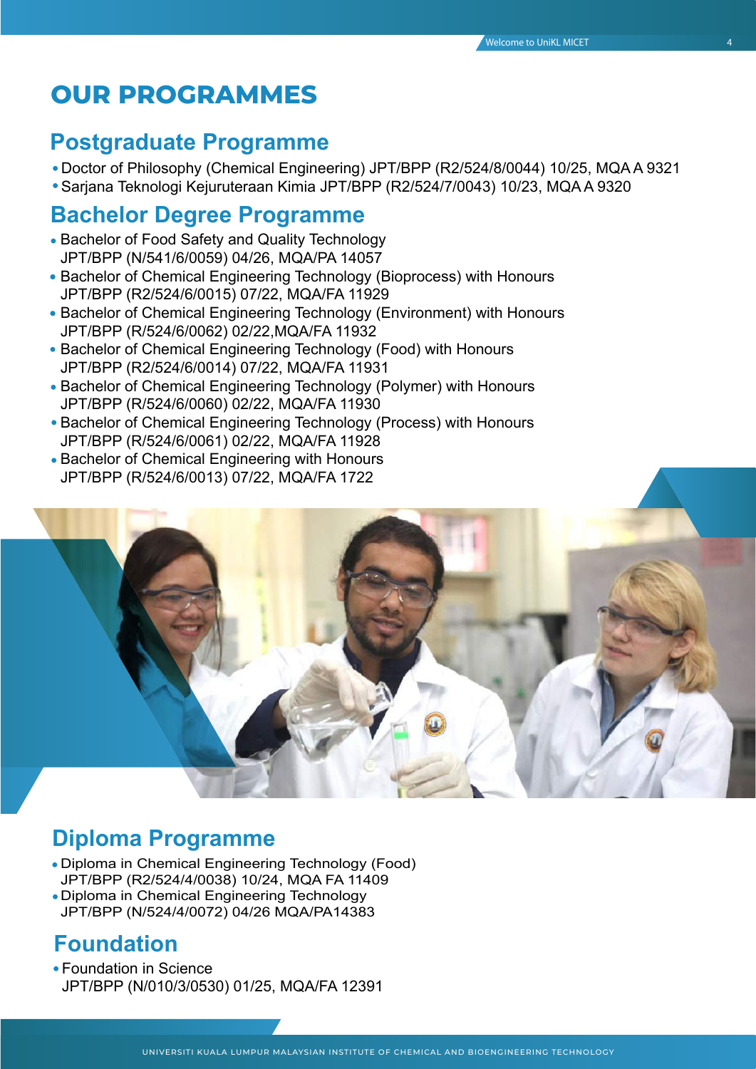# OUR PROGRAMMES

## Postgraduate Programme

- Doctor of Philosophy (Chemical Engineering) JPT/BPP (R2/524/8/0044) 10/25, MQA A 9321
- Sarjana Teknologi Kejuruteraan Kimia JPT/BPP (R2/524/7/0043) 10/23, MQA A 9320

## Bachelor Degree Programme

- Bachelor of Food Safety and Quality Technology
  JPT/BPP (N/541/6/0059) 04/26, MQA/PA 14057
- Bachelor of Chemical Engineering Technology (Bioprocess) with Honours
  JPT/BPP (R2/524/6/0015) 07/22, MQA/FA 11929
- Bachelor of Chemical Engineering Technology (Environment) with Honours
  JPT/BPP (R/524/6/0062) 02/22,MQA/FA 11932
- Bachelor of Chemical Engineering Technology (Food) with Honours
  JPT/BPP (R2/524/6/0014) 07/22, MQA/FA 11931
- Bachelor of Chemical Engineering Technology (Polymer) with Honours
  JPT/BPP (R/524/6/0060) 02/22, MQA/FA 11930
- Bachelor of Chemical Engineering Technology (Process) with Honours
  JPT/BPP (R/524/6/0061) 02/22, MQA/FA 11928
- Bachelor of Chemical Engineering with Honours
  JPT/BPP (R/524/6/0013) 07/22, MQA/FA 1722

## Diploma Programme

- Diploma in Chemical Engineering Technology (Food)
  JPT/BPP (R2/524/4/0038) 10/24, MQA FA 11409
- Diploma in Chemical Engineering Technology
  JPT/BPP (N/524/4/0072) 04/26 MQA/PA14383

## Foundation

- Foundation in Science
  JPT/BPP (N/010/3/0530) 01/25, MQA/FA 12391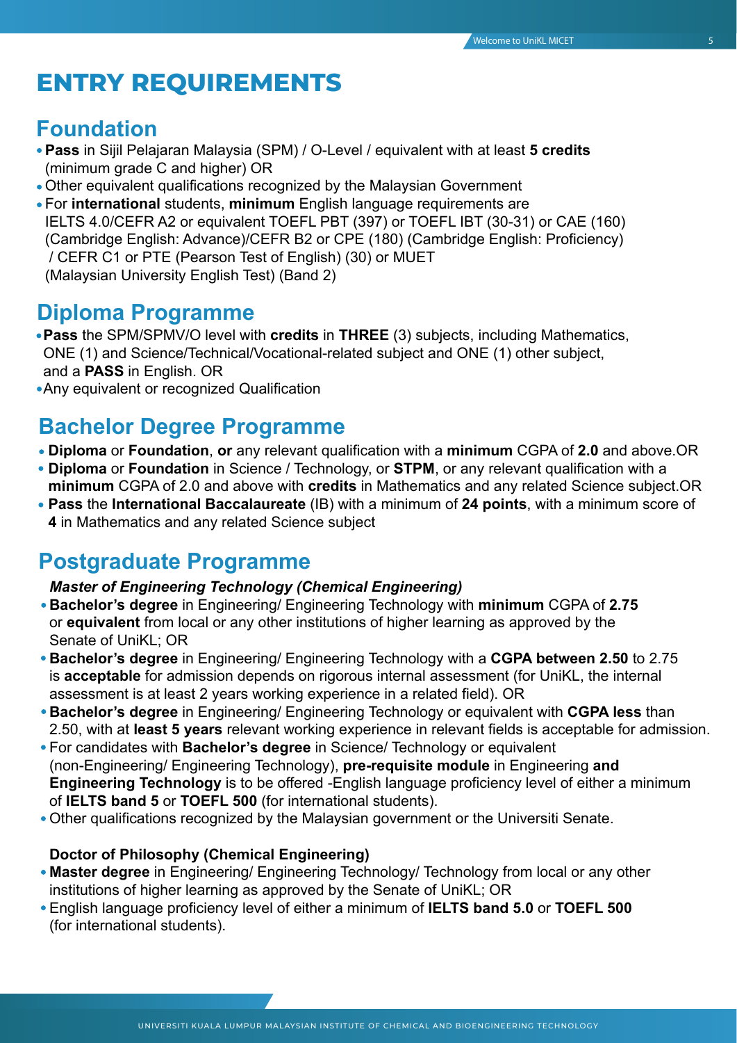# ENTRY REQUIREMENTS

## Foundation

- **Pass** in Sijil Pelajaran Malaysia (SPM) / O-Level / equivalent with at least **5 credits** (minimum grade C and higher) OR
- Other equivalent qualifications recognized by the Malaysian Government
- For **international** students, **minimum** English language requirements are IELTS 4.0/CEFR A2 or equivalent TOEFL PBT (397) or TOEFL IBT (30-31) or CAE (160) (Cambridge English: Advance)/CEFR B2 or CPE (180) (Cambridge English: Proficiency) / CEFR C1 or PTE (Pearson Test of English) (30) or MUET (Malaysian University English Test) (Band 2)

## Diploma Programme

- **Pass** the SPM/SPMV/O level with **credits** in **THREE** (3) subjects, including Mathematics, ONE (1) and Science/Technical/Vocational-related subject and ONE (1) other subject, and a **PASS** in English. OR
- Any equivalent or recognized Qualification

## Bachelor Degree Programme

- **Diploma** or **Foundation**, **or** any relevant qualification with a **minimum** CGPA of **2.0** and above.OR
- **Diploma** or **Foundation** in Science / Technology, or **STPM**, or any relevant qualification with a **minimum** CGPA of 2.0 and above with **credits** in Mathematics and any related Science subject.OR
- **Pass** the **International Baccalaureate** (IB) with a minimum of **24 points**, with a minimum score of **4** in Mathematics and any related Science subject

## Postgraduate Programme

***Master of Engineering Technology (Chemical Engineering)***

- **Bachelor's degree** in Engineering/ Engineering Technology with **minimum** CGPA of **2.75** or **equivalent** from local or any other institutions of higher learning as approved by the Senate of UniKL; OR
- **Bachelor's degree** in Engineering/ Engineering Technology with a **CGPA between 2.50** to 2.75 is **acceptable** for admission depends on rigorous internal assessment (for UniKL, the internal assessment is at least 2 years working experience in a related field). OR
- **Bachelor's degree** in Engineering/ Engineering Technology or equivalent with **CGPA less** than 2.50, with at **least 5 years** relevant working experience in relevant fields is acceptable for admission.
- For candidates with **Bachelor's degree** in Science/ Technology or equivalent (non-Engineering/ Engineering Technology), **pre-requisite module** in Engineering **and Engineering Technology** is to be offered -English language proficiency level of either a minimum of **IELTS band 5** or **TOEFL 500** (for international students).
- Other qualifications recognized by the Malaysian government or the Universiti Senate.

**Doctor of Philosophy (Chemical Engineering)**

- **Master degree** in Engineering/ Engineering Technology/ Technology from local or any other institutions of higher learning as approved by the Senate of UniKL; OR
- English language proficiency level of either a minimum of **IELTS band 5.0** or **TOEFL 500** (for international students).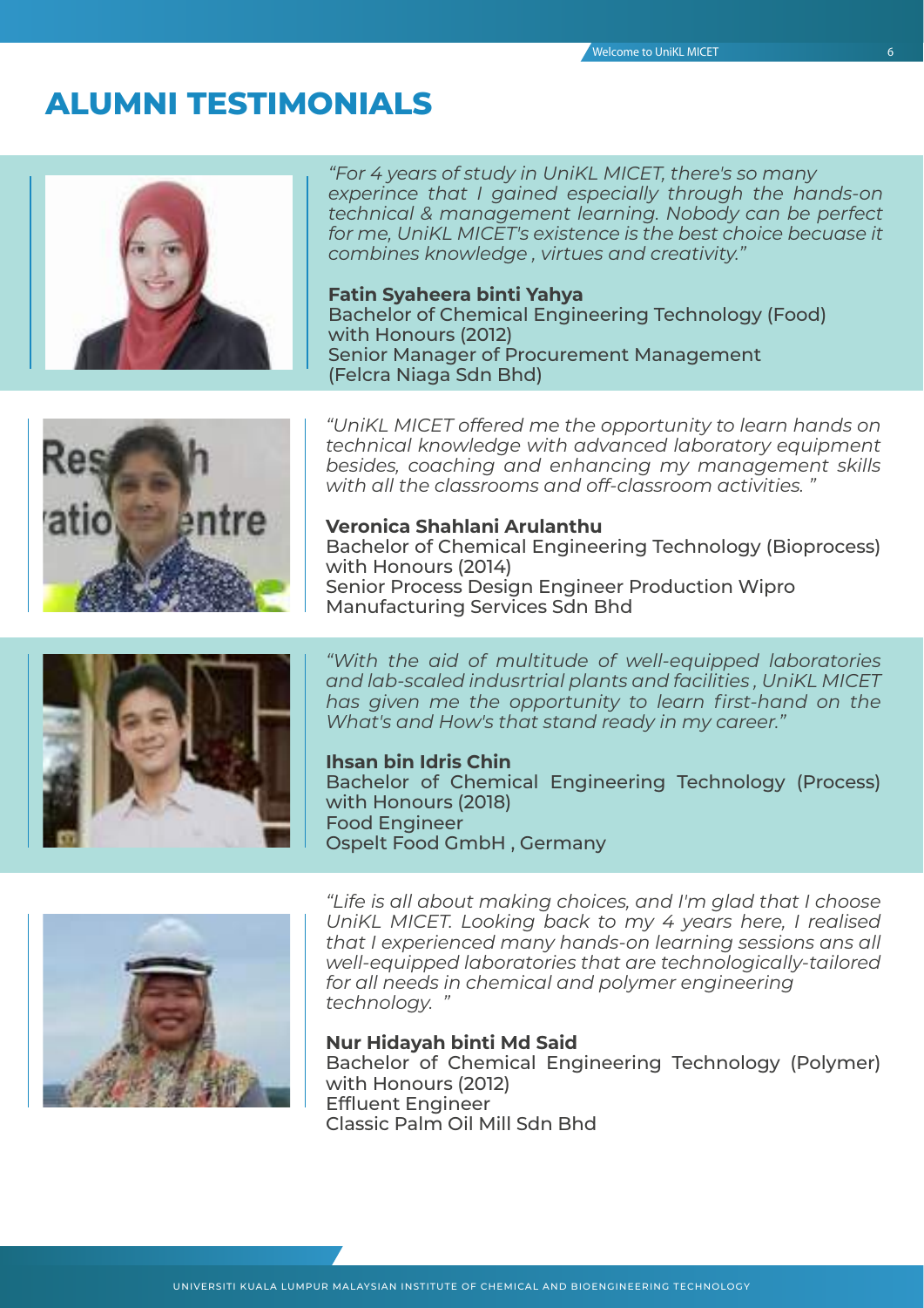# ALUMNI TESTIMONIALS

*"For 4 years of study in UniKL MICET, there's so many experince that I gained especially through the hands-on technical & management learning. Nobody can be perfect for me, UniKL MICET's existence is the best choice becuase it combines knowledge , virtues and creativity."*

**Fatin Syaheera binti Yahya**
Bachelor of Chemical Engineering Technology (Food) with Honours (2012)
Senior Manager of Procurement Management
(Felcra Niaga Sdn Bhd)

*"UniKL MICET offered me the opportunity to learn hands on technical knowledge with advanced laboratory equipment besides, coaching and enhancing my management skills with all the classrooms and off-classroom activities. "*

**Veronica Shahlani Arulanthu**
Bachelor of Chemical Engineering Technology (Bioprocess) with Honours (2014)
Senior Process Design Engineer Production Wipro Manufacturing Services Sdn Bhd

*"With the aid of multitude of well-equipped laboratories and lab-scaled indusrtrial plants and facilities , UniKL MICET has given me the opportunity to learn first-hand on the What's and How's that stand ready in my career."*

**Ihsan bin Idris Chin**
Bachelor of Chemical Engineering Technology (Process) with Honours (2018)
Food Engineer
Ospelt Food GmbH , Germany

*"Life is all about making choices, and I'm glad that I choose UniKL MICET. Looking back to my 4 years here, I realised that I experienced many hands-on learning sessions ans all well-equipped laboratories that are technologically-tailored for all needs in chemical and polymer engineering technology. "*

**Nur Hidayah binti Md Said**
Bachelor of Chemical Engineering Technology (Polymer) with Honours (2012)
Effluent Engineer
Classic Palm Oil Mill Sdn Bhd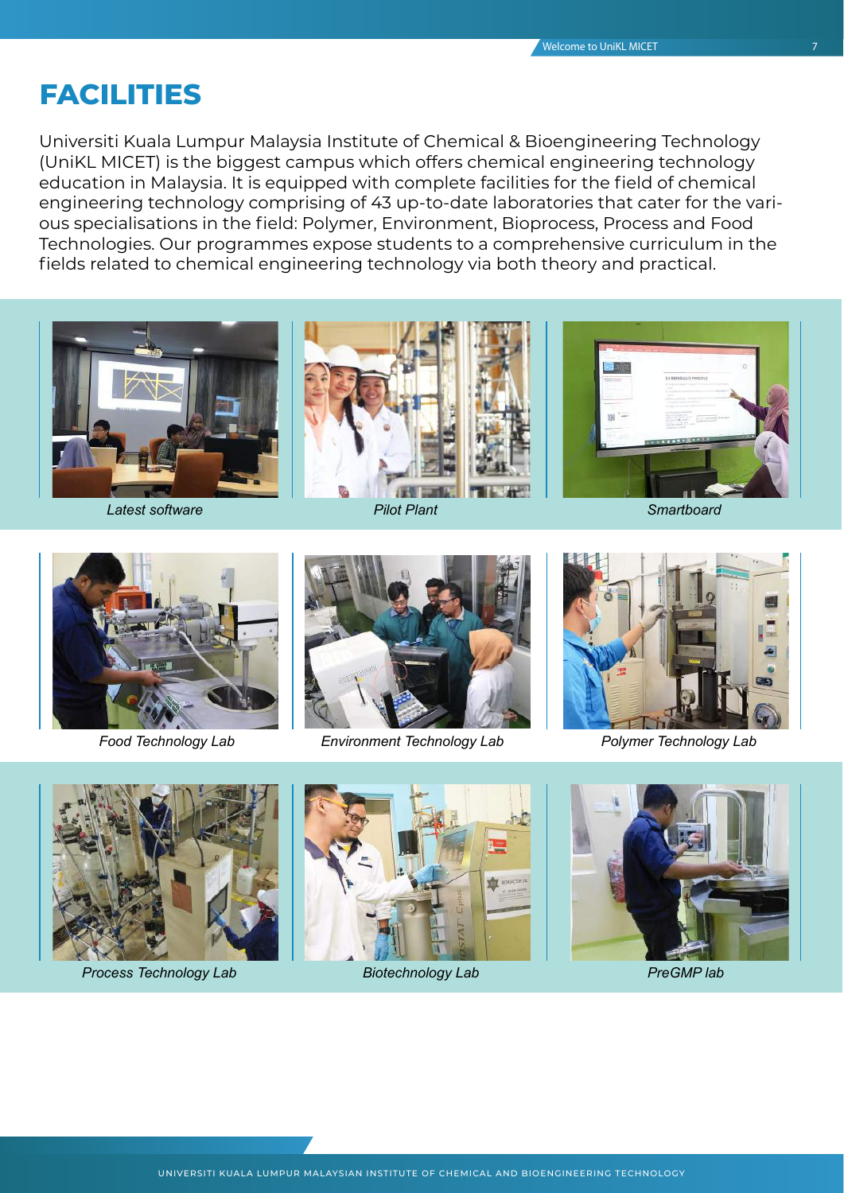# FACILITIES

Universiti Kuala Lumpur Malaysia Institute of Chemical & Bioengineering Technology (UniKL MICET) is the biggest campus which offers chemical engineering technology education in Malaysia. It is equipped with complete facilities for the field of chemical engineering technology comprising of 43 up-to-date laboratories that cater for the various specialisations in the field: Polymer, Environment, Bioprocess, Process and Food Technologies. Our programmes expose students to a comprehensive curriculum in the fields related to chemical engineering technology via both theory and practical.

*Latest software*

*Pilot Plant*

*Smartboard*

*Food Technology Lab*

*Environment Technology Lab*

*Polymer Technology Lab*

*Process Technology Lab*

*Biotechnology Lab*

*PreGMP lab*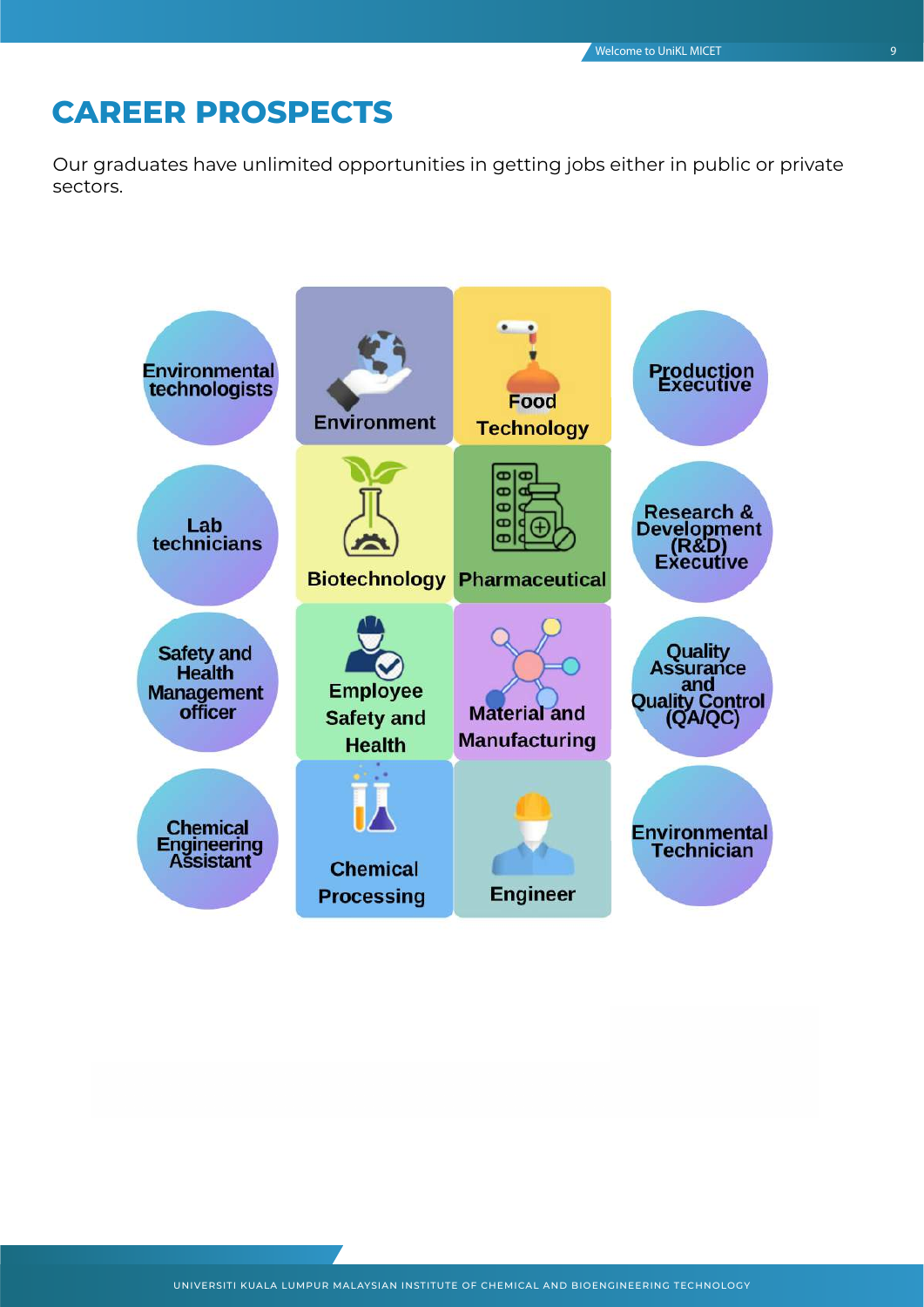# CAREER PROSPECTS

Our graduates have unlimited opportunities in getting jobs either in public or private sectors.

- Environmental technologists
- Lab technicians
- Safety and Health Management officer
- Chemical Engineering Assistant
- Environment
- Food Technology
- Biotechnology
- Pharmaceutical
- Employee Safety and Health
- Material and Manufacturing
- Chemical Processing
- Engineer
- Production Executive
- Research & Development (R&D) Executive
- Quality Assurance and Quality Control (QA/QC)
- Environmental Technician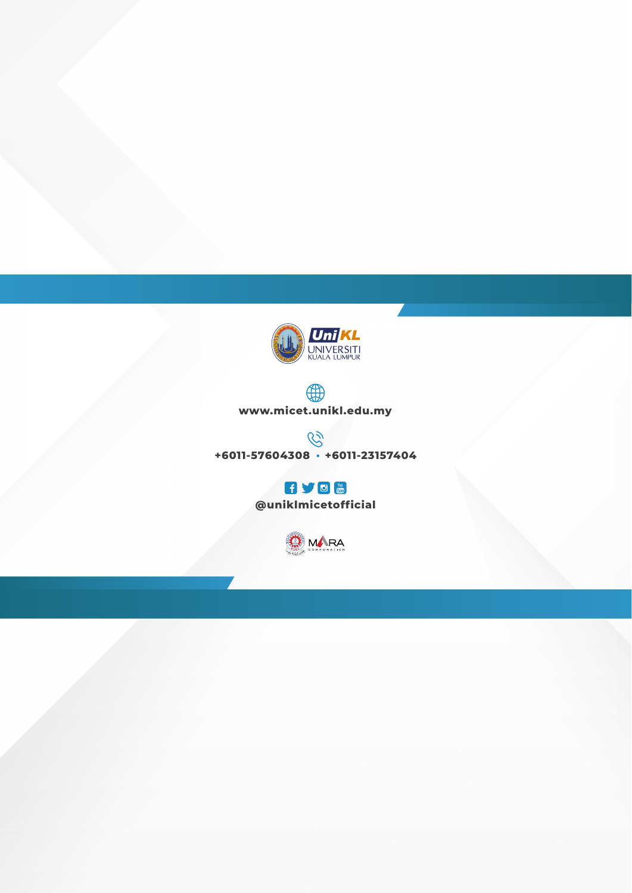UniKL
UNIVERSITI
KUALA LUMPUR

www.micet.unikl.edu.my

+6011-57604308 • +6011-23157404

@uniklmicetofficial

MARA
CORPORATION